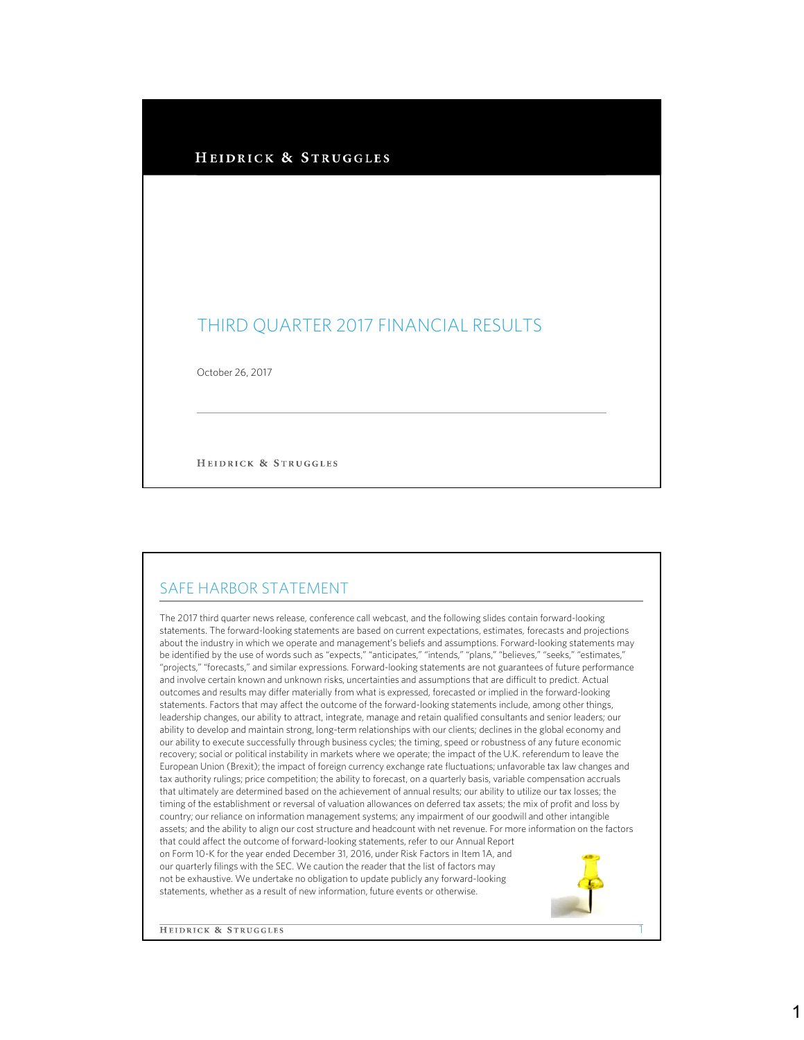HEIDRICK & STRUGGLES

# THIRD QUARTER 2017 FINANCIAL RESULTS

October 26, 2017

HEIDRICK & STRUGGLES

## SAFE HARBOR STATEMENT

The 2017 third quarter news release, conference call webcast, and the following slides contain forward-looking statements. The forward-looking statements are based on current expectations, estimates, forecasts and projections about the industry in which we operate and management's beliefs and assumptions. Forward-looking statements may be identified by the use of words such as "expects," "anticipates," "intends," "plans," "believes," "seeks," "estimates," "projects," "forecasts," and similar expressions. Forward-looking statements are not guarantees of future performance and involve certain known and unknown risks, uncertainties and assumptions that are difficult to predict. Actual outcomes and results may differ materially from what is expressed, forecasted or implied in the forward-looking statements. Factors that may affect the outcome of the forward-looking statements include, among other things, leadership changes, our ability to attract, integrate, manage and retain qualified consultants and senior leaders; our ability to develop and maintain strong, long-term relationships with our clients; declines in the global economy and our ability to execute successfully through business cycles; the timing, speed or robustness of any future economic recovery; social or political instability in markets where we operate; the impact of the U.K. referendum to leave the European Union (Brexit); the impact of foreign currency exchange rate fluctuations; unfavorable tax law changes and tax authority rulings; price competition; the ability to forecast, on a quarterly basis, variable compensation accruals that ultimately are determined based on the achievement of annual results; our ability to utilize our tax losses; the timing of the establishment or reversal of valuation allowances on deferred tax assets; the mix of profit and loss by country; our reliance on information management systems; any impairment of our goodwill and other intangible assets; and the ability to align our cost structure and headcount with net revenue. For more information on the factors that could affect the outcome of forward-looking statements, refer to our Annual Report on Form 10-K for the year ended December 31, 2016, under Risk Factors in Item 1A, and our quarterly filings with the SEC. We caution the reader that the list of factors may not be exhaustive. We undertake no obligation to update publicly any forward-looking statements, whether as a result of new information, future events or otherwise.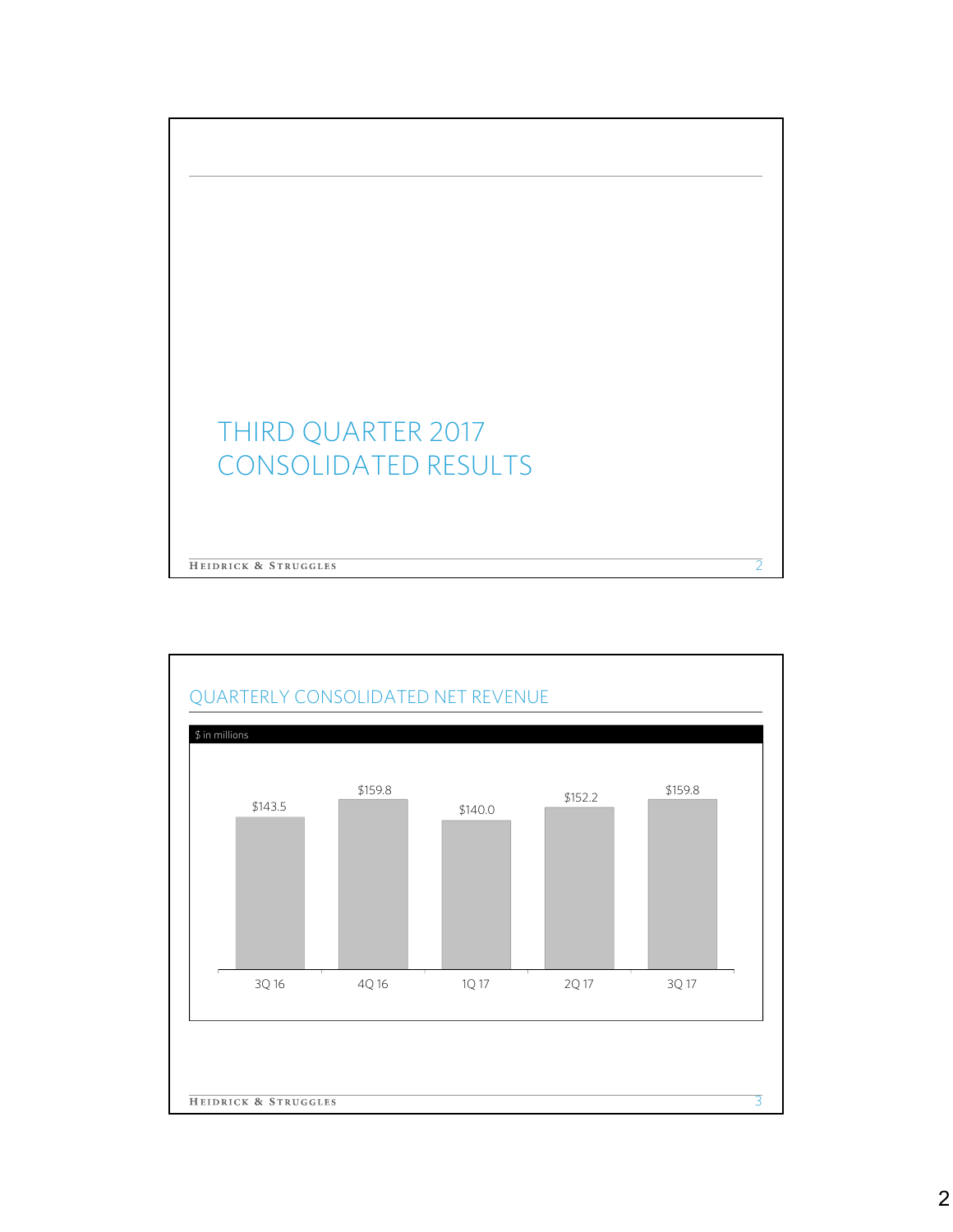# THIRD QUARTER 2017 CONSOLIDATED RESULTS

## QUARTERLY CONSOLIDATED NET REVENUE

$ in millions

| 3Q 16 | 4Q 16 | 1Q 17 | 2Q 17 | 3Q 17 |
|---|---|---|---|---|
| $143.5 | $159.8 | $140.0 | $152.2 | $159.8 |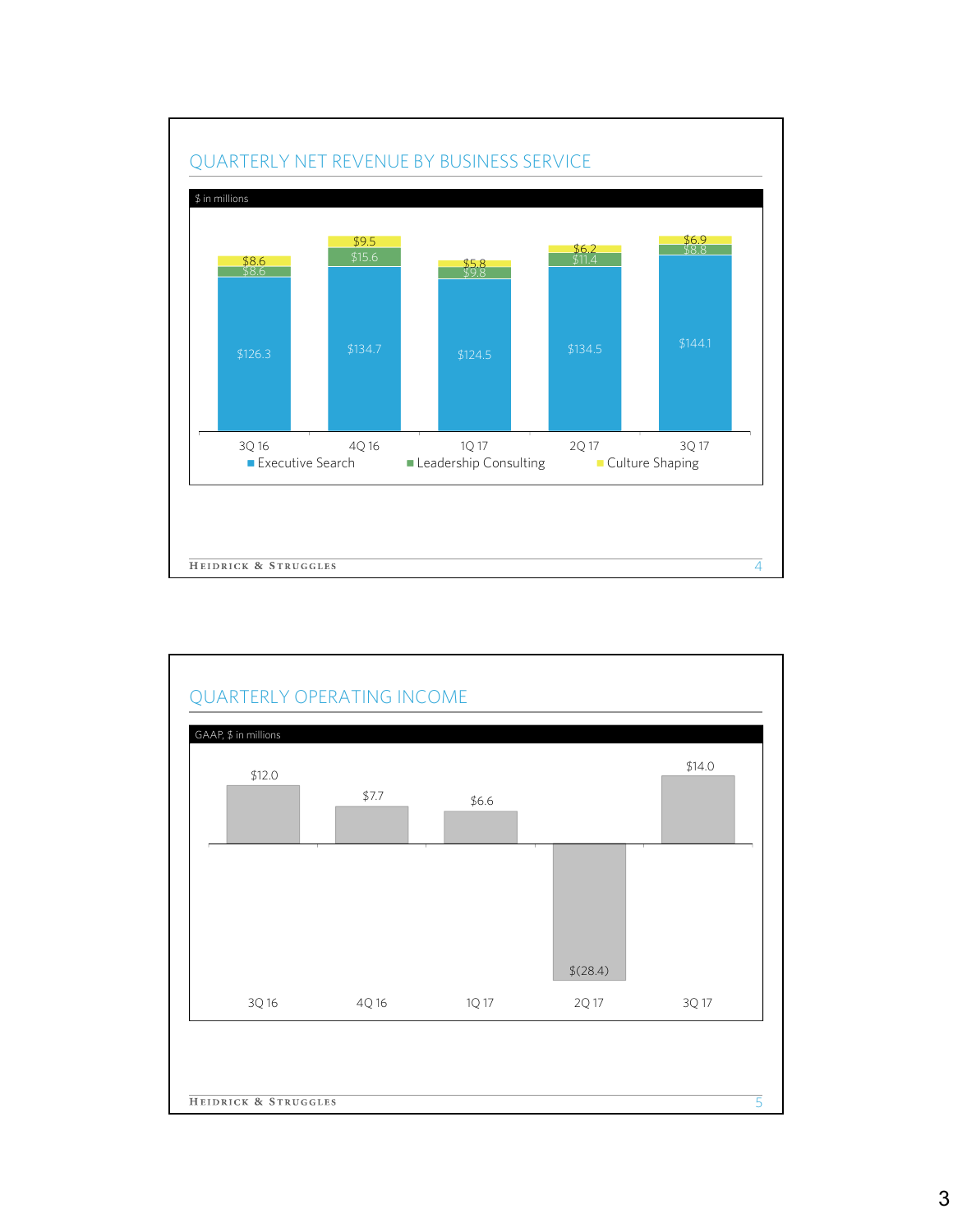## QUARTERLY NET REVENUE BY BUSINESS SERVICE

$ in millions

| | 3Q 16 | 4Q 16 | 1Q 17 | 2Q 17 | 3Q 17 |
|---|---|---|---|---|---|
| Executive Search | $126.3 | $134.7 | $124.5 | $134.5 | $144.1 |
| Leadership Consulting | $8.6 | $15.6 | $9.8 | $11.4 | $8.8 |
| Culture Shaping | $8.6 | $9.5 | $5.8 | $6.2 | $6.9 |

## QUARTERLY OPERATING INCOME

GAAP, $ in millions

| 3Q 16 | 4Q 16 | 1Q 17 | 2Q 17 | 3Q 17 |
|---|---|---|---|---|
| $12.0 | $7.7 | $6.6 | $(28.4) | $14.0 |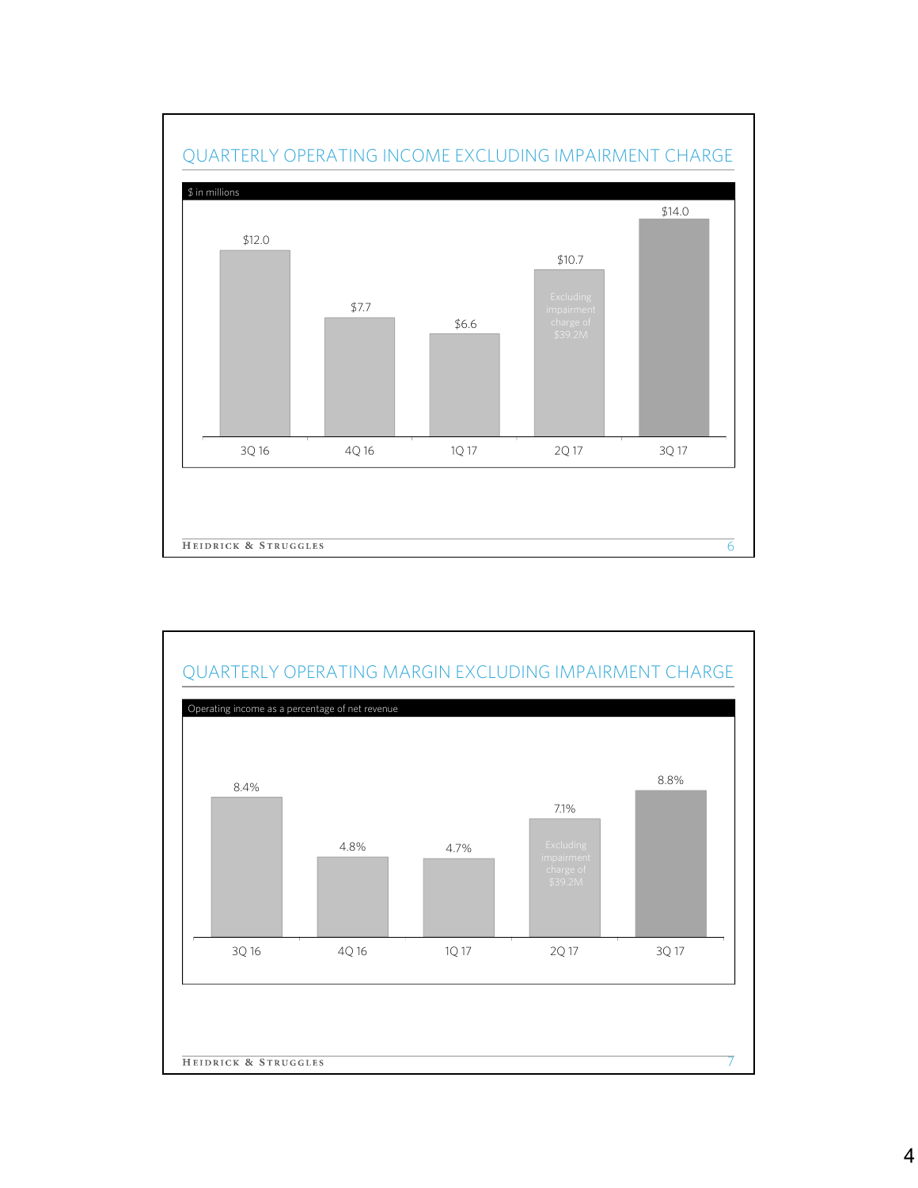## QUARTERLY OPERATING INCOME EXCLUDING IMPAIRMENT CHARGE

$ in millions

| 3Q 16 | 4Q 16 | 1Q 17 | 2Q 17 | 3Q 17 |
|---|---|---|---|---|
| $12.0 | $7.7 | $6.6 | $10.7 | $14.0 |

2Q 17: Excluding impairment charge of $39.2M

## QUARTERLY OPERATING MARGIN EXCLUDING IMPAIRMENT CHARGE

Operating income as a percentage of net revenue

| 3Q 16 | 4Q 16 | 1Q 17 | 2Q 17 | 3Q 17 |
|---|---|---|---|---|
| 8.4% | 4.8% | 4.7% | 7.1% | 8.8% |

2Q 17: Excluding impairment charge of $39.2M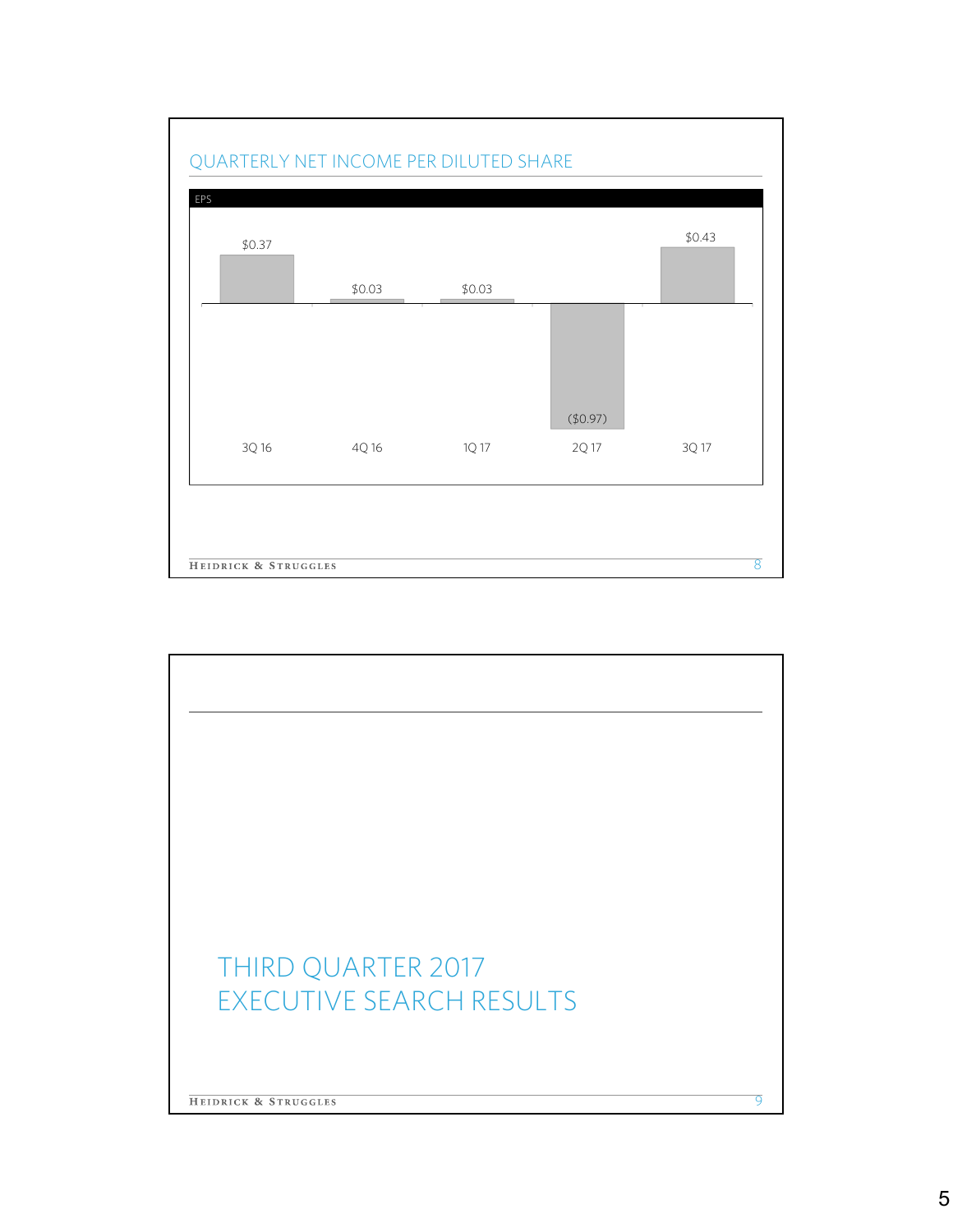## QUARTERLY NET INCOME PER DILUTED SHARE

EPS

| Quarter | EPS |
| --- | --- |
| 3Q 16 | $0.37 |
| 4Q 16 | $0.03 |
| 1Q 17 | $0.03 |
| 2Q 17 | ($0.97) |
| 3Q 17 | $0.43 |

## THIRD QUARTER 2017 EXECUTIVE SEARCH RESULTS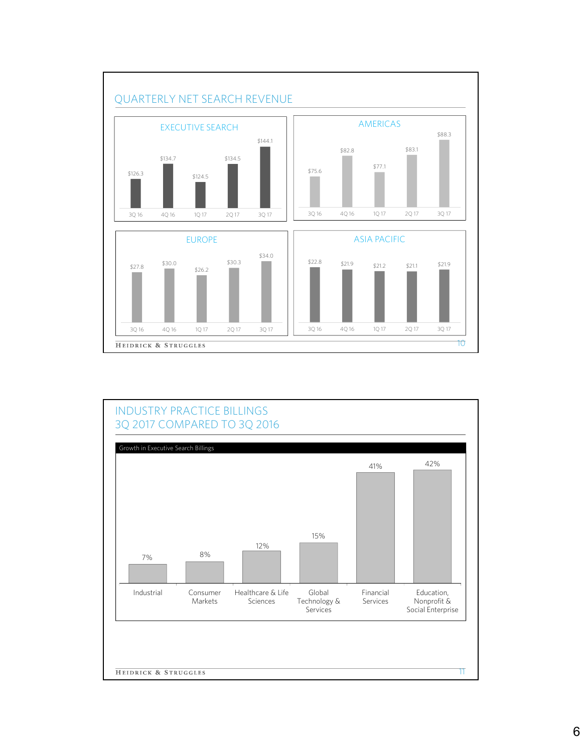## QUARTERLY NET SEARCH REVENUE

### EXECUTIVE SEARCH

| 3Q 16 | 4Q 16 | 1Q 17 | 2Q 17 | 3Q 17 |
|---|---|---|---|---|
| $126.3 | $134.7 | $124.5 | $134.5 | $144.1 |

### AMERICAS

| 3Q 16 | 4Q 16 | 1Q 17 | 2Q 17 | 3Q 17 |
|---|---|---|---|---|
| $75.6 | $82.8 | $77.1 | $83.1 | $88.3 |

### EUROPE

| 3Q 16 | 4Q 16 | 1Q 17 | 2Q 17 | 3Q 17 |
|---|---|---|---|---|
| $27.8 | $30.0 | $26.2 | $30.3 | $34.0 |

### ASIA PACIFIC

| 3Q 16 | 4Q 16 | 1Q 17 | 2Q 17 | 3Q 17 |
|---|---|---|---|---|
| $22.8 | $21.9 | $21.2 | $21.1 | $21.9 |

## INDUSTRY PRACTICE BILLINGS 3Q 2017 COMPARED TO 3Q 2016

Growth in Executive Search Billings

| Industrial | Consumer Markets | Healthcare & Life Sciences | Global Technology & Services | Financial Services | Education, Nonprofit & Social Enterprise |
|---|---|---|---|---|---|
| 7% | 8% | 12% | 15% | 41% | 42% |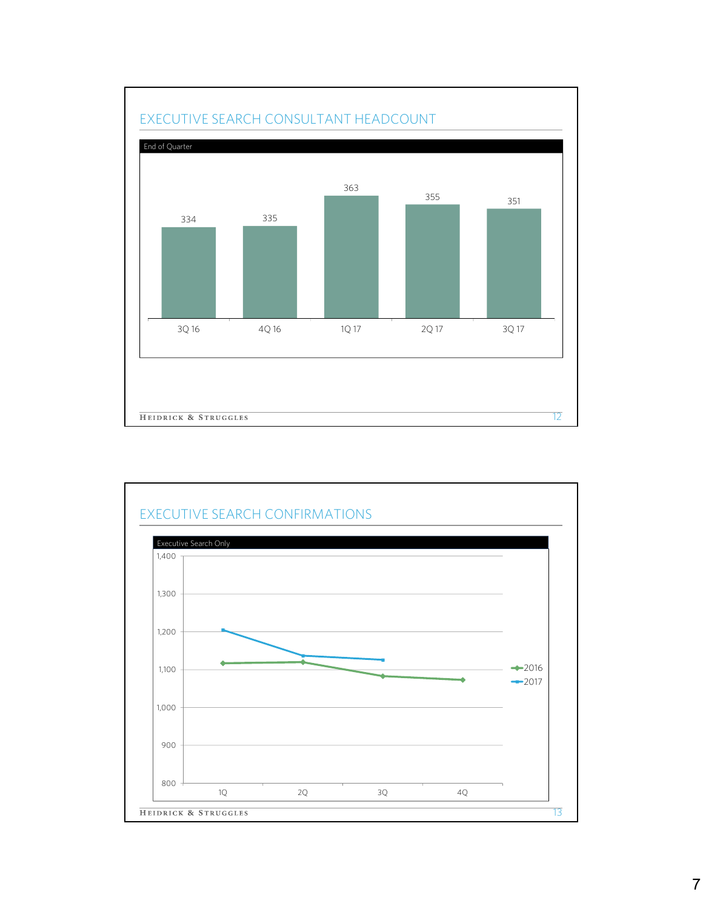## EXECUTIVE SEARCH CONSULTANT HEADCOUNT

End of Quarter

| 3Q 16 | 4Q 16 | 1Q 17 | 2Q 17 | 3Q 17 |
|---|---|---|---|---|
| 334 | 335 | 363 | 355 | 351 |

## EXECUTIVE SEARCH CONFIRMATIONS

Executive Search Only

| | 1Q | 2Q | 3Q | 4Q |
|---|---|---|---|---|
| 2016 | ~1,117 | ~1,120 | ~1,083 | ~1,073 |
| 2017 | ~1,204 | ~1,137 | ~1,126 | |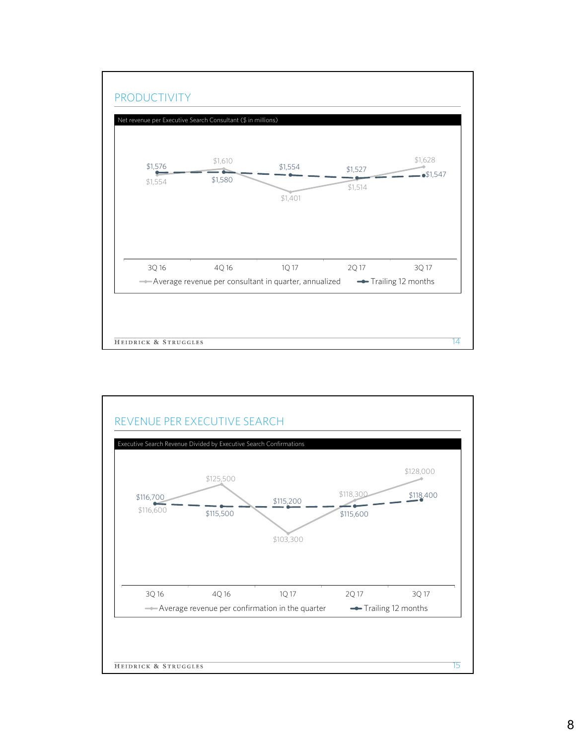## PRODUCTIVITY

Net revenue per Executive Search Consultant ($ in millions)

| | 3Q 16 | 4Q 16 | 1Q 17 | 2Q 17 | 3Q 17 |
|---|---|---|---|---|---|
| Average revenue per consultant in quarter, annualized | $1,554 | $1,610 | $1,401 | $1,514 | $1,628 |
| Trailing 12 months | $1,576 | $1,580 | $1,554 | $1,527 | $1,547 |

## REVENUE PER EXECUTIVE SEARCH

Executive Search Revenue Divided by Executive Search Confirmations

| | 3Q 16 | 4Q 16 | 1Q 17 | 2Q 17 | 3Q 17 |
|---|---|---|---|---|---|
| Average revenue per confirmation in the quarter | $116,600 | $125,500 | $103,300 | $118,300 | $128,000 |
| Trailing 12 months | $116,700 | $115,500 | $115,200 | $115,600 | $118,400 |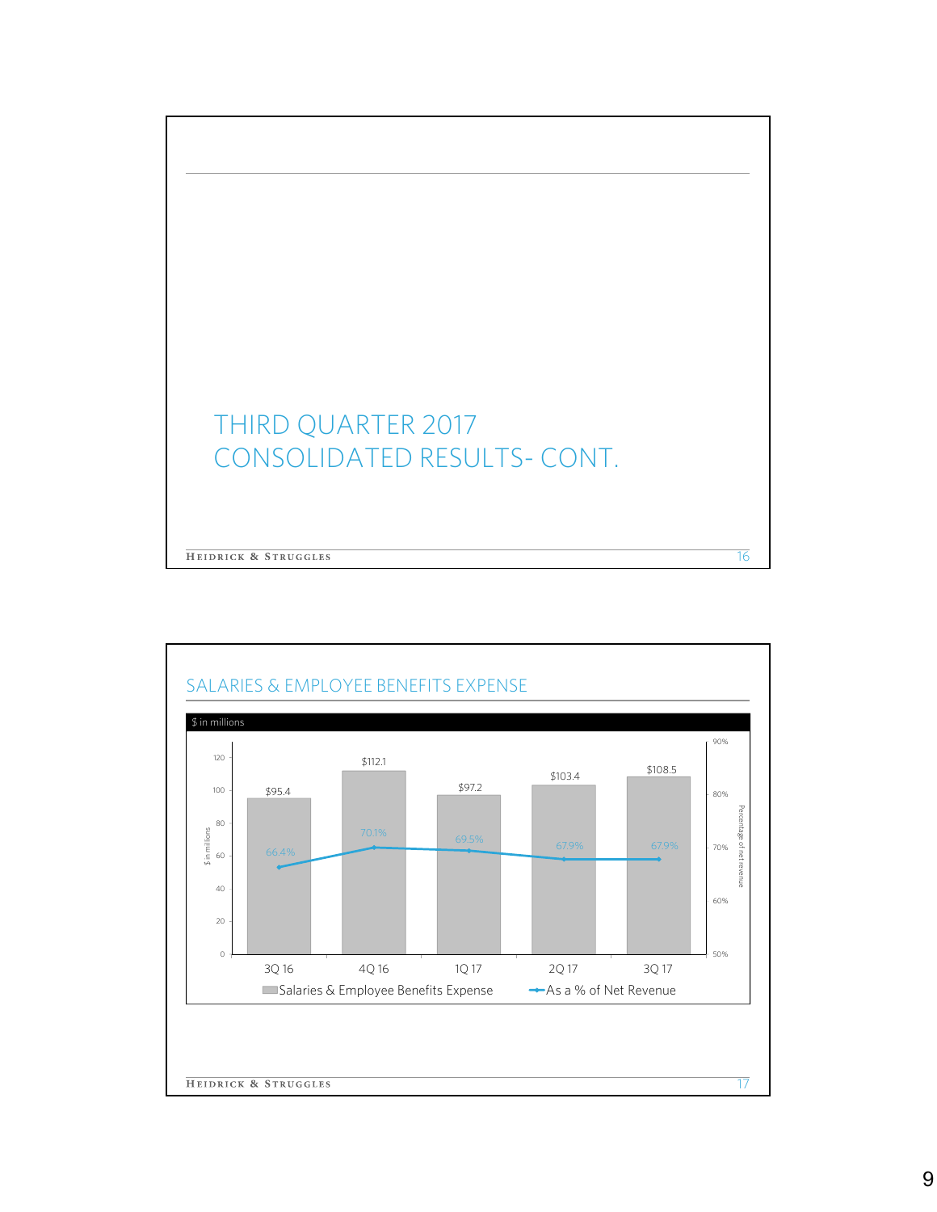# THIRD QUARTER 2017 CONSOLIDATED RESULTS- CONT.

## SALARIES & EMPLOYEE BENEFITS EXPENSE

$ in millions

| | 3Q 16 | 4Q 16 | 1Q 17 | 2Q 17 | 3Q 17 |
|---|---|---|---|---|---|
| Salaries & Employee Benefits Expense | $95.4 | $112.1 | $97.2 | $103.4 | $108.5 |
| As a % of Net Revenue | 66.4% | 70.1% | 69.5% | 67.9% | 67.9% |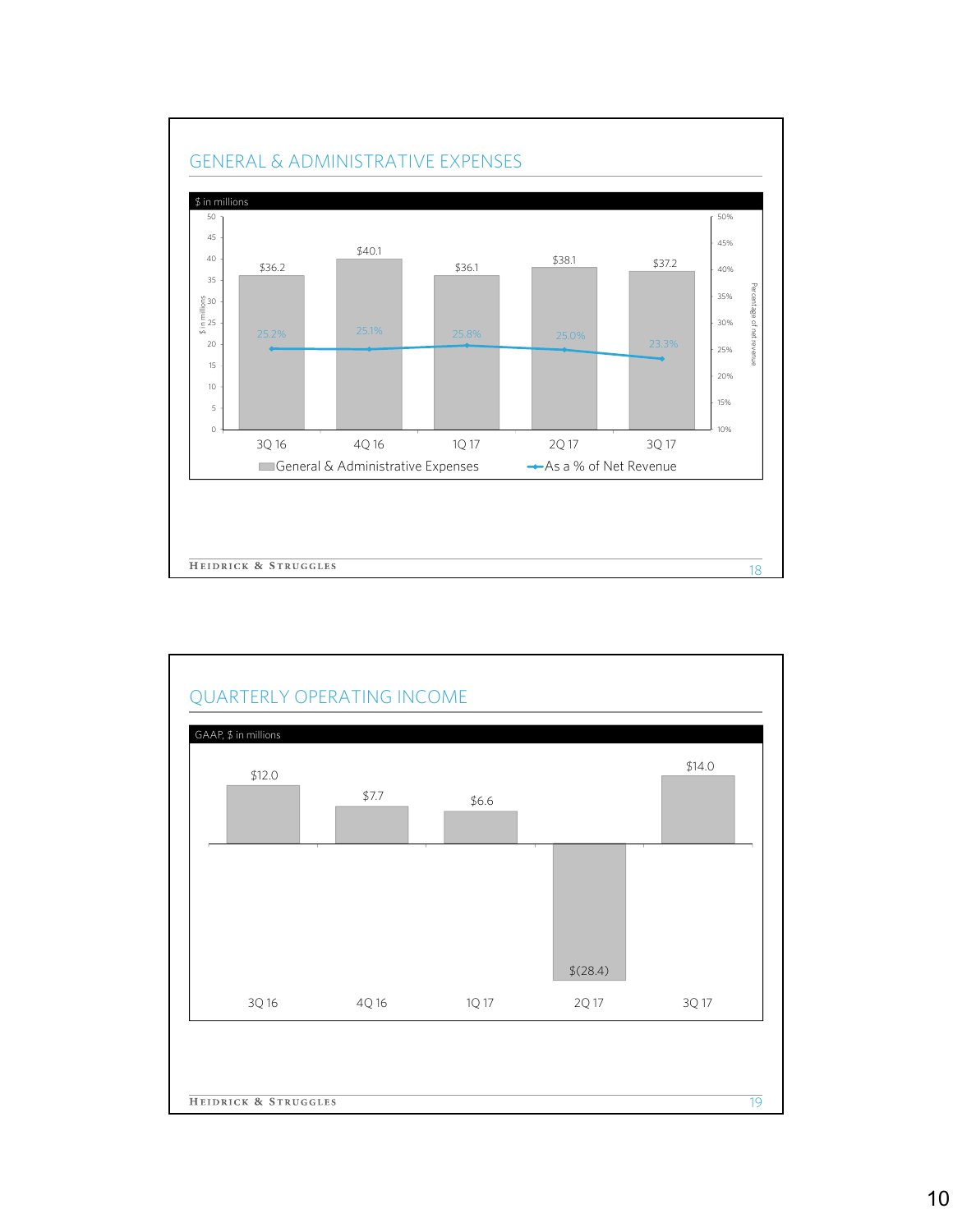## GENERAL & ADMINISTRATIVE EXPENSES

$ in millions

| | 3Q 16 | 4Q 16 | 1Q 17 | 2Q 17 | 3Q 17 |
|---|---|---|---|---|---|
| General & Administrative Expenses | $36.2 | $40.1 | $36.1 | $38.1 | $37.2 |
| As a % of Net Revenue | 25.2% | 25.1% | 25.8% | 25.0% | 23.3% |

## QUARTERLY OPERATING INCOME

GAAP, $ in millions

| 3Q 16 | 4Q 16 | 1Q 17 | 2Q 17 | 3Q 17 |
|---|---|---|---|---|
| $12.0 | $7.7 | $6.6 | $(28.4) | $14.0 |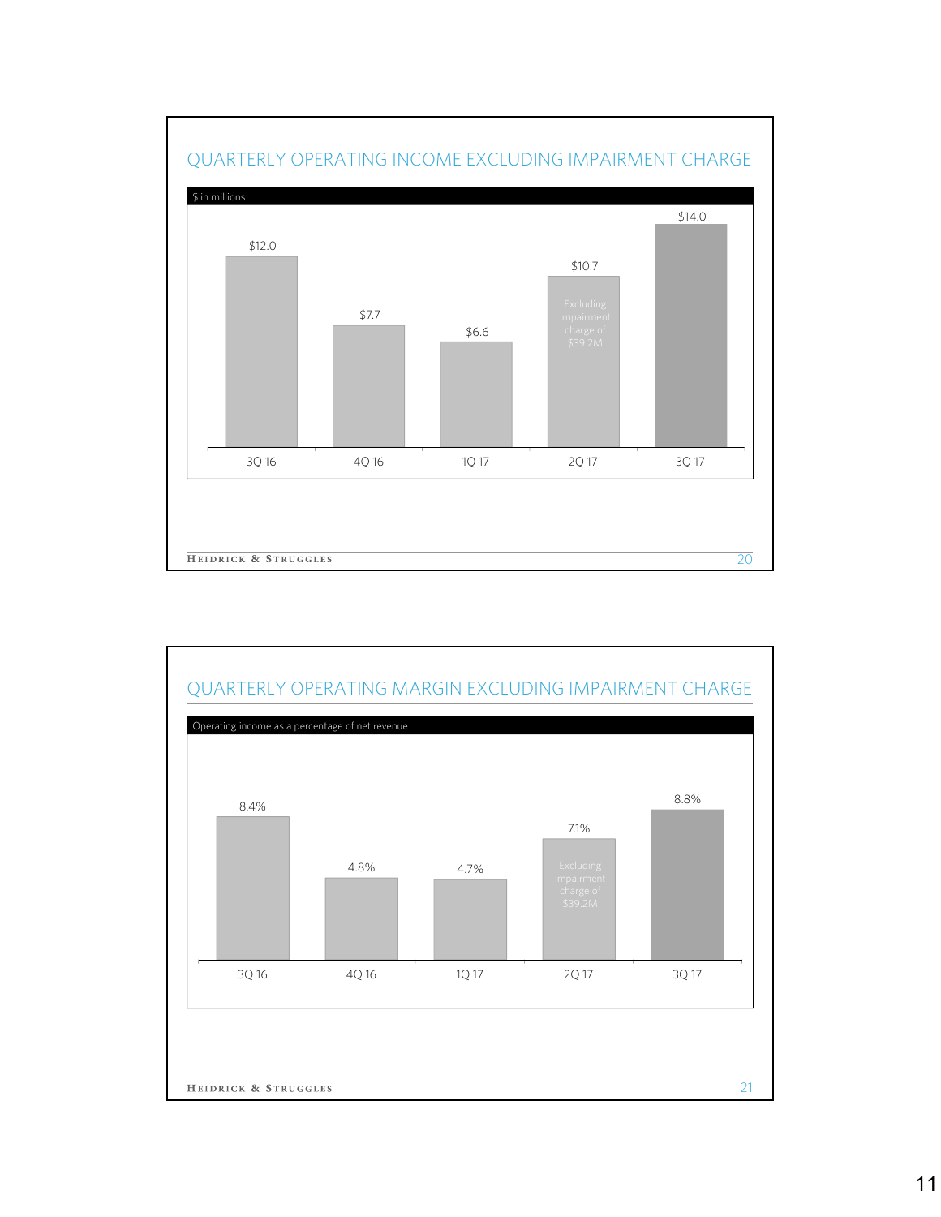## QUARTERLY OPERATING INCOME EXCLUDING IMPAIRMENT CHARGE

$ in millions

| 3Q 16 | 4Q 16 | 1Q 17 | 2Q 17 | 3Q 17 |
|---|---|---|---|---|
| $12.0 | $7.7 | $6.6 | $10.7 | $14.0 |

2Q 17: Excluding impairment charge of $39.2M

## QUARTERLY OPERATING MARGIN EXCLUDING IMPAIRMENT CHARGE

Operating income as a percentage of net revenue

| 3Q 16 | 4Q 16 | 1Q 17 | 2Q 17 | 3Q 17 |
|---|---|---|---|---|
| 8.4% | 4.8% | 4.7% | 7.1% | 8.8% |

2Q 17: Excluding impairment charge of $39.2M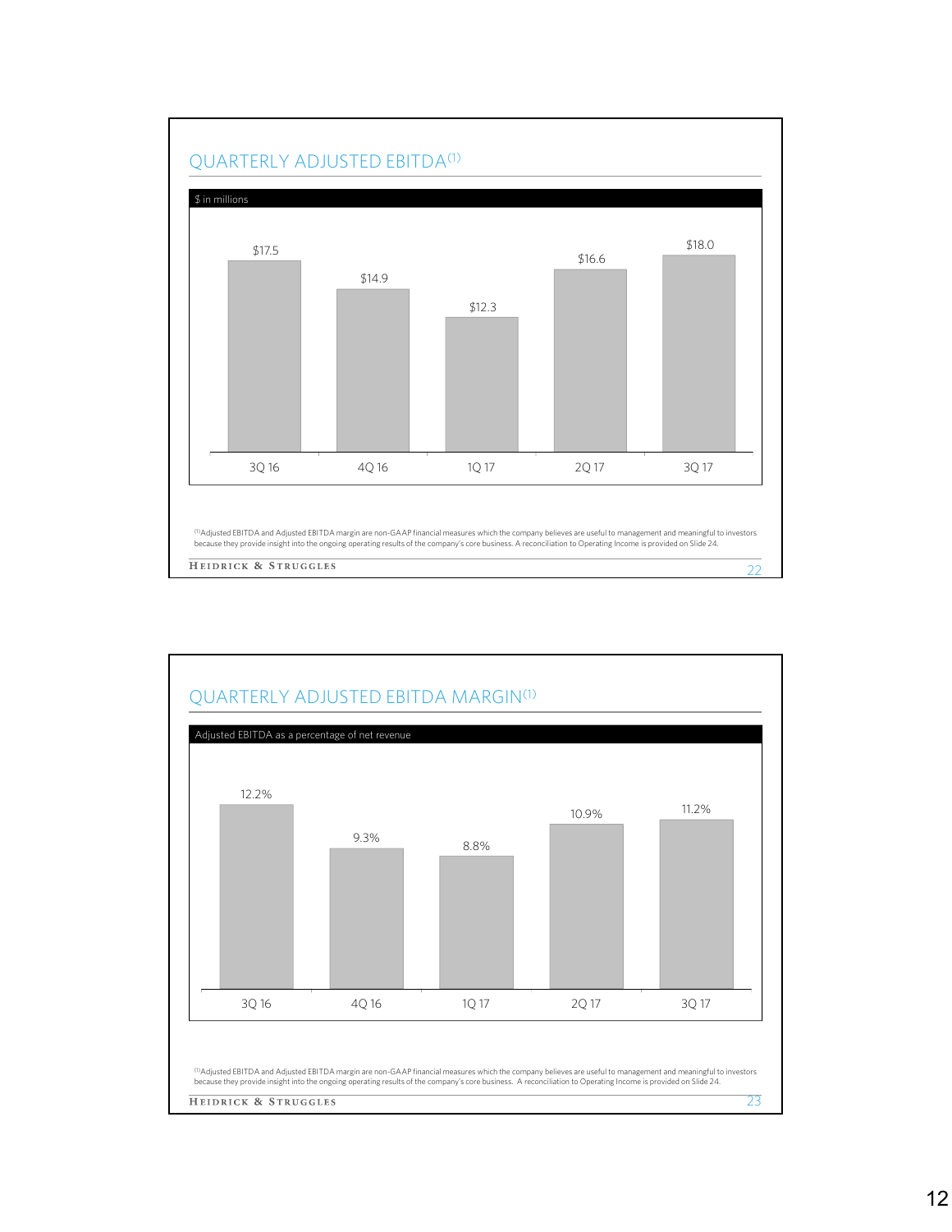## QUARTERLY ADJUSTED EBITDA[1]

$ in millions

| 3Q 16 | 4Q 16 | 1Q 17 | 2Q 17 | 3Q 17 |
|---|---|---|---|---|
| $17.5 | $14.9 | $12.3 | $16.6 | $18.0 |

[1]Adjusted EBITDA and Adjusted EBITDA margin are non-GAAP financial measures which the company believes are useful to management and meaningful to investors because they provide insight into the ongoing operating results of the company's core business. A reconciliation to Operating Income is provided on Slide 24.

HEIDRICK & STRUGGLES

## QUARTERLY ADJUSTED EBITDA MARGIN[1]

Adjusted EBITDA as a percentage of net revenue

| 3Q 16 | 4Q 16 | 1Q 17 | 2Q 17 | 3Q 17 |
|---|---|---|---|---|
| 12.2% | 9.3% | 8.8% | 10.9% | 11.2% |

[1]Adjusted EBITDA and Adjusted EBITDA margin are non-GAAP financial measures which the company believes are useful to management and meaningful to investors because they provide insight into the ongoing operating results of the company's core business. A reconciliation to Operating Income is provided on Slide 24.

HEIDRICK & STRUGGLES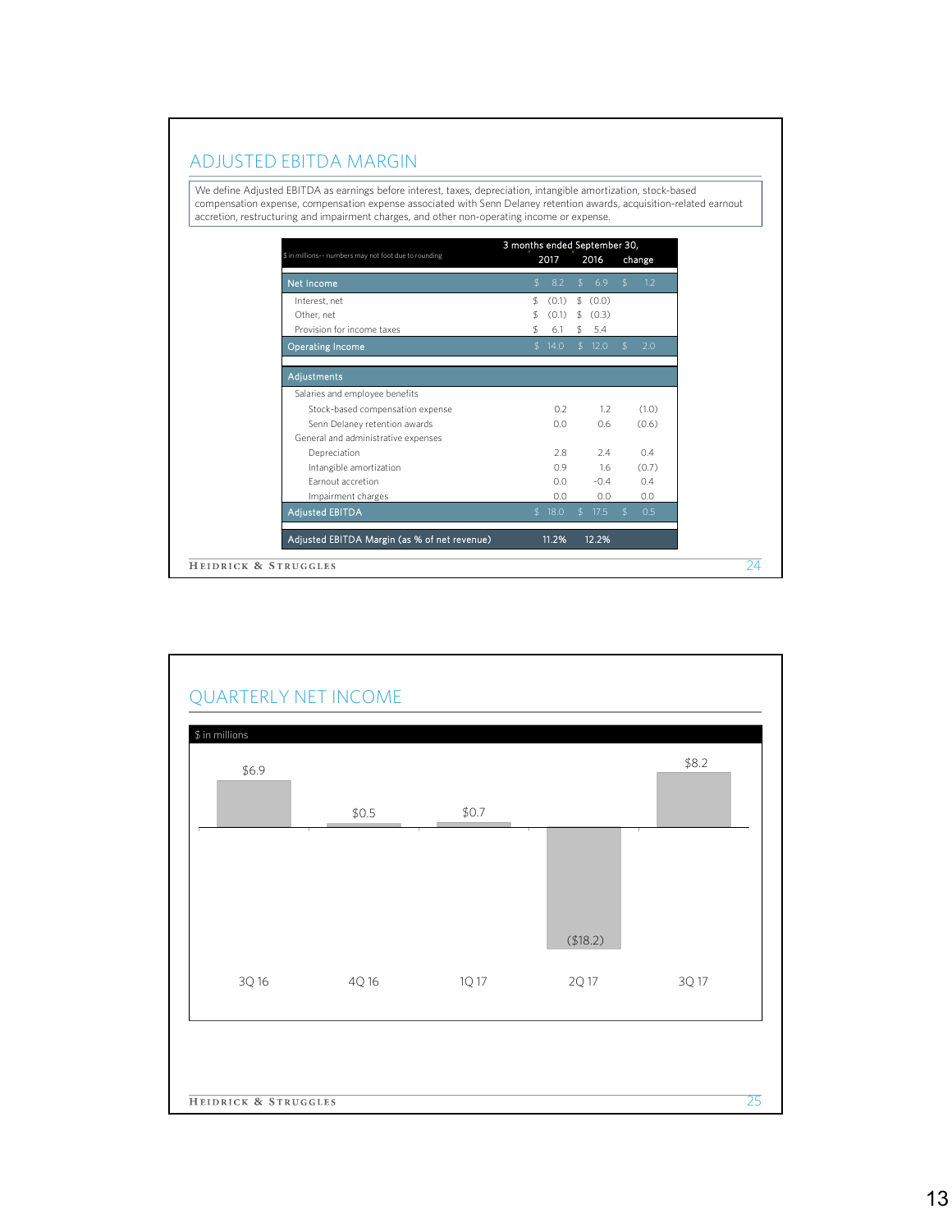## ADJUSTED EBITDA MARGIN

We define Adjusted EBITDA as earnings before interest, taxes, depreciation, intangible amortization, stock-based compensation expense, compensation expense associated with Senn Delaney retention awards, acquisition-related earnout accretion, restructuring and impairment charges, and other non-operating income or expense.

| $ in millions-- numbers may not foot due to rounding | 3 months ended September 30, 2017 | 2016 | change |
|---|---|---|---|
| **Net Income** | $ 8.2 | $ 6.9 | $ 1.2 |
| Interest, net | $ (0.1) | $ (0.0) | |
| Other, net | $ (0.1) | $ (0.3) | |
| Provision for income taxes | $ 6.1 | $ 5.4 | |
| **Operating Income** | $ 14.0 | $ 12.0 | $ 2.0 |
| **Adjustments** | | | |
| Salaries and employee benefits | | | |
| Stock-based compensation expense | 0.2 | 1.2 | (1.0) |
| Senn Delaney retention awards | 0.0 | 0.6 | (0.6) |
| General and administrative expenses | | | |
| Depreciation | 2.8 | 2.4 | 0.4 |
| Intangible amortization | 0.9 | 1.6 | (0.7) |
| Earnout accretion | 0.0 | -0.4 | 0.4 |
| Impairment charges | 0.0 | 0.0 | 0.0 |
| **Adjusted EBITDA** | $ 18.0 | $ 17.5 | $ 0.5 |
| **Adjusted EBITDA Margin (as % of net revenue)** | 11.2% | 12.2% | |

## QUARTERLY NET INCOME

$ in millions

| Quarter | Net Income |
|---|---|
| 3Q 16 | $6.9 |
| 4Q 16 | $0.5 |
| 1Q 17 | $0.7 |
| 2Q 17 | ($18.2) |
| 3Q 17 | $8.2 |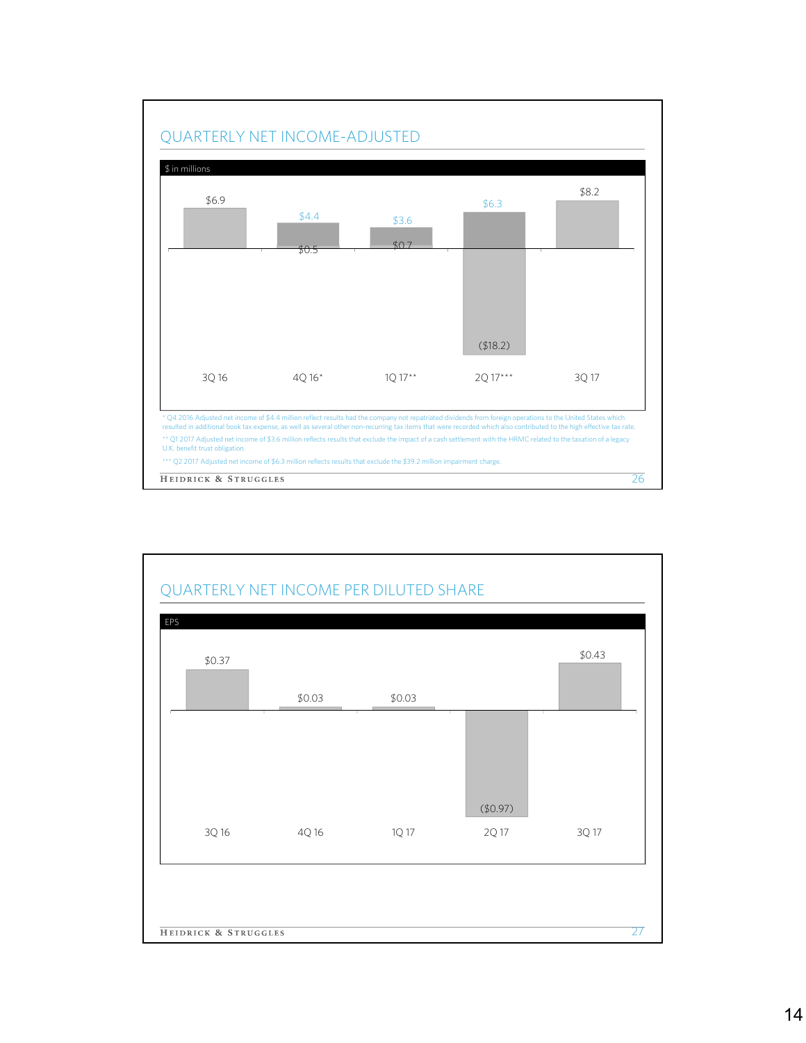## QUARTERLY NET INCOME-ADJUSTED

$ in millions

| | 3Q 16 | 4Q 16* | 1Q 17** | 2Q 17*** | 3Q 17 |
|---|---|---|---|---|---|
| Net income | $6.9 | $0.5 | $0.7 | ($18.2) | $8.2 |
| Adjusted net income | | $4.4 | $3.6 | $6.3 | |

\* Q4 2016 Adjusted net income of $4.4 million reflect results had the company not repatriated dividends from foreign operations to the United States which resulted in additional book tax expense, as well as several other non-recurring tax items that were recorded which also contributed to the high effective tax rate.

\*\* Q1 2017 Adjusted net income of $3.6 million reflects results that exclude the impact of a cash settlement with the HRMC related to the taxation of a legacy U.K. benefit trust obligation.

\*\*\* Q2 2017 Adjusted net income of $6.3 million reflects results that exclude the $39.2 million impairment charge.

## QUARTERLY NET INCOME PER DILUTED SHARE

EPS

| 3Q 16 | 4Q 16 | 1Q 17 | 2Q 17 | 3Q 17 |
|---|---|---|---|---|
| $0.37 | $0.03 | $0.03 | ($0.97) | $0.43 |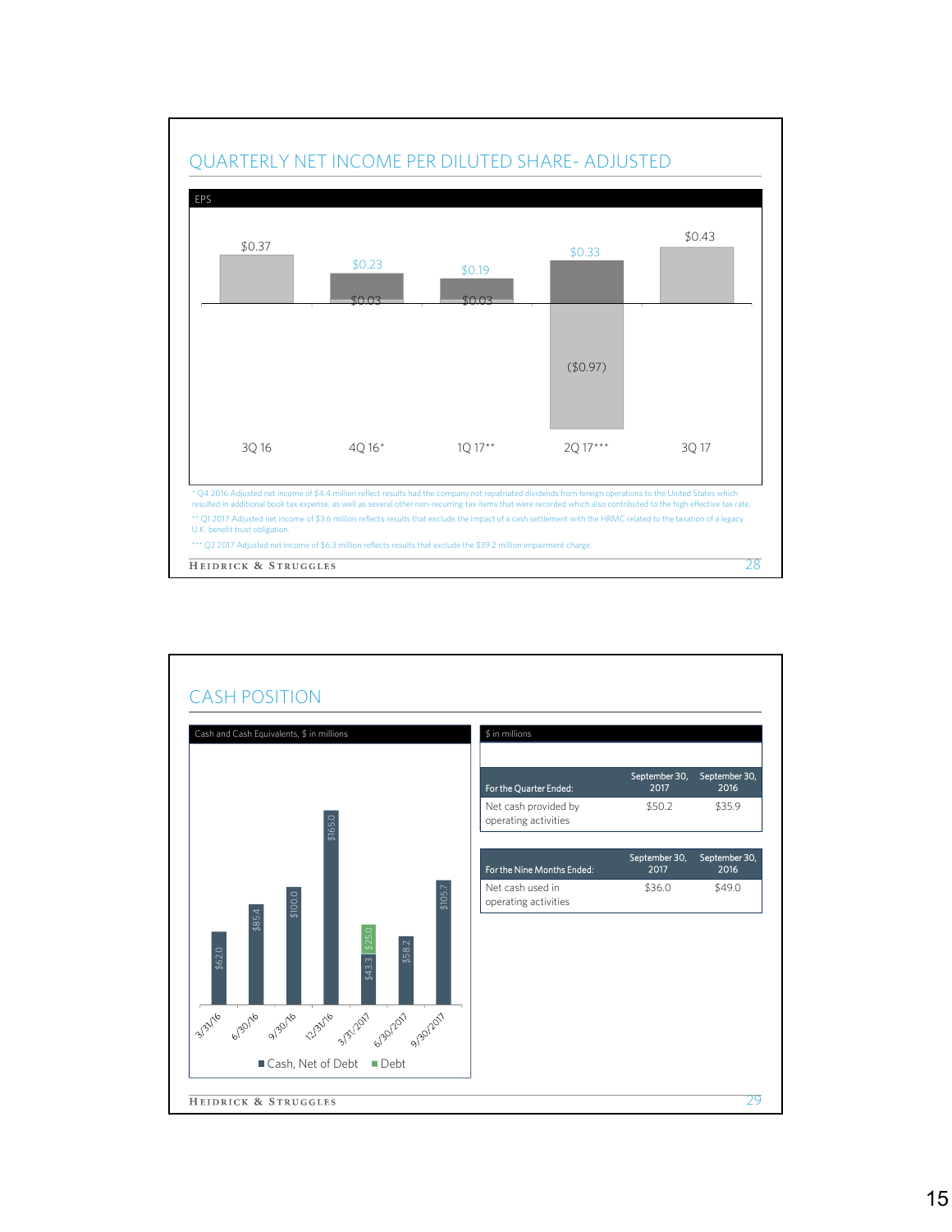## QUARTERLY NET INCOME PER DILUTED SHARE- ADJUSTED

EPS

| | 3Q 16 | 4Q 16* | 1Q 17** | 2Q 17*** | 3Q 17 |
|---|---|---|---|---|---|
| EPS | $0.37 | $0.23 | $0.19 | $0.33 | $0.43 |
| | | $0.03 | $0.03 | ($0.97) | |

\* Q4 2016 Adjusted net income of $4.4 million reflect results had the company not repatriated dividends from foreign operations to the United States which resulted in additional book tax expense, as well as several other non-recurring tax items that were recorded which also contributed to the high effective tax rate.

\** Q1 2017 Adjusted net income of $3.6 million reflects results that exclude the impact of a cash settlement with the HRMC related to the taxation of a legacy U.K. benefit trust obligation.

\*** Q2 2017 Adjusted net income of $6.3 million reflects results that exclude the $39.2 million impairment charge.

## CASH POSITION

Cash and Cash Equivalents, $ in millions

| Date | Cash, Net of Debt | Debt |
|---|---|---|
| 3/31/16 | $62.0 | |
| 6/30/16 | $85.4 | |
| 9/30/16 | $100.0 | |
| 12/31/16 | $165.0 | |
| 3/31/2017 | $43.3 | $25.0 |
| 6/30/2017 | $58.2 | |
| 9/30/2017 | $105.7 | |

$ in millions

| For the Quarter Ended: | September 30, 2017 | September 30, 2016 |
|---|---|---|
| Net cash provided by operating activities | $50.2 | $35.9 |

| For the Nine Months Ended: | September 30, 2017 | September 30, 2016 |
|---|---|---|
| Net cash used in operating activities | $36.0 | $49.0 |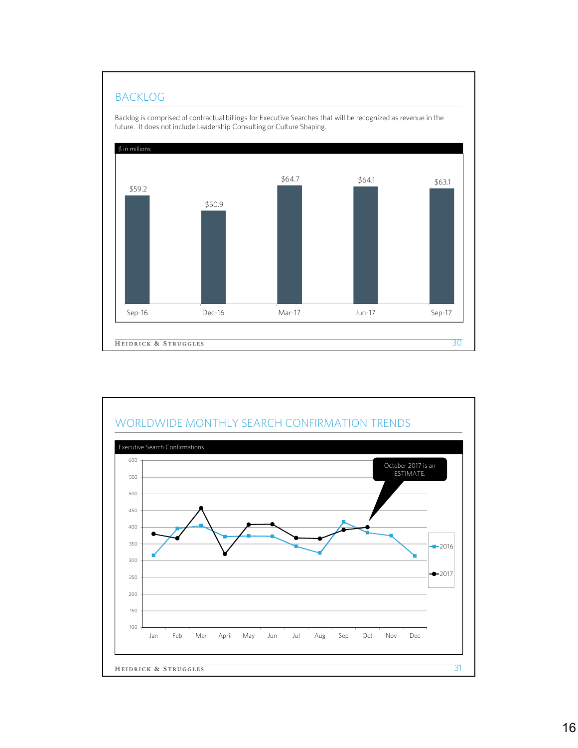## BACKLOG

Backlog is comprised of contractual billings for Executive Searches that will be recognized as revenue in the future. It does not include Leadership Consulting or Culture Shaping.

$ in millions

| Sep-16 | Dec-16 | Mar-17 | Jun-17 | Sep-17 |
|---|---|---|---|---|
| $59.2 | $50.9 | $64.7 | $64.1 | $63.1 |

## WORLDWIDE MONTHLY SEARCH CONFIRMATION TRENDS

Executive Search Confirmations

October 2017 is an ESTIMATE.

Legend: 2016, 2017

Months: Jan, Feb, Mar, April, May, Jun, Jul, Aug, Sep, Oct, Nov, Dec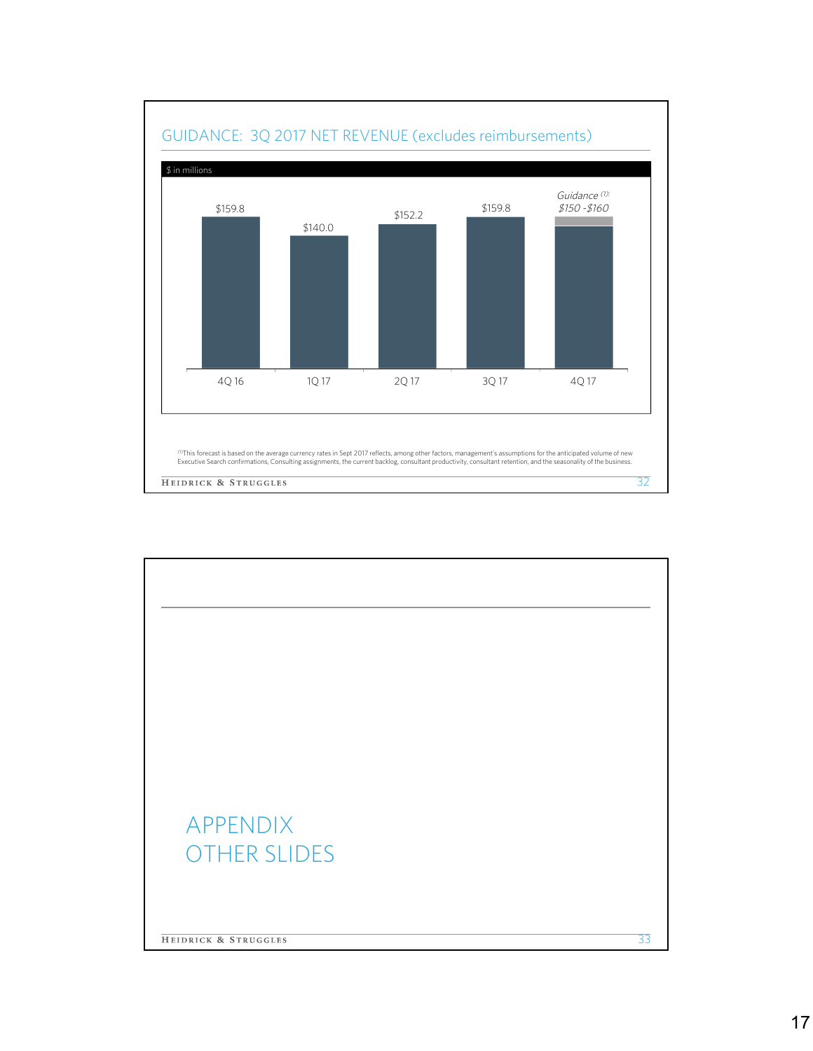## GUIDANCE: 3Q 2017 NET REVENUE (excludes reimbursements)

$ in millions

| | 4Q 16 | 1Q 17 | 2Q 17 | 3Q 17 | 4Q 17 |
|---|---|---|---|---|---|
| Net Revenue | $159.8 | $140.0 | $152.2 | $159.8 | *Guidance* [1]*: $150 - $160* |

[1] This forecast is based on the average currency rates in Sept 2017 reflects, among other factors, management's assumptions for the anticipated volume of new Executive Search confirmations, Consulting assignments, the current backlog, consultant productivity, consultant retention, and the seasonality of the business.

# APPENDIX
# OTHER SLIDES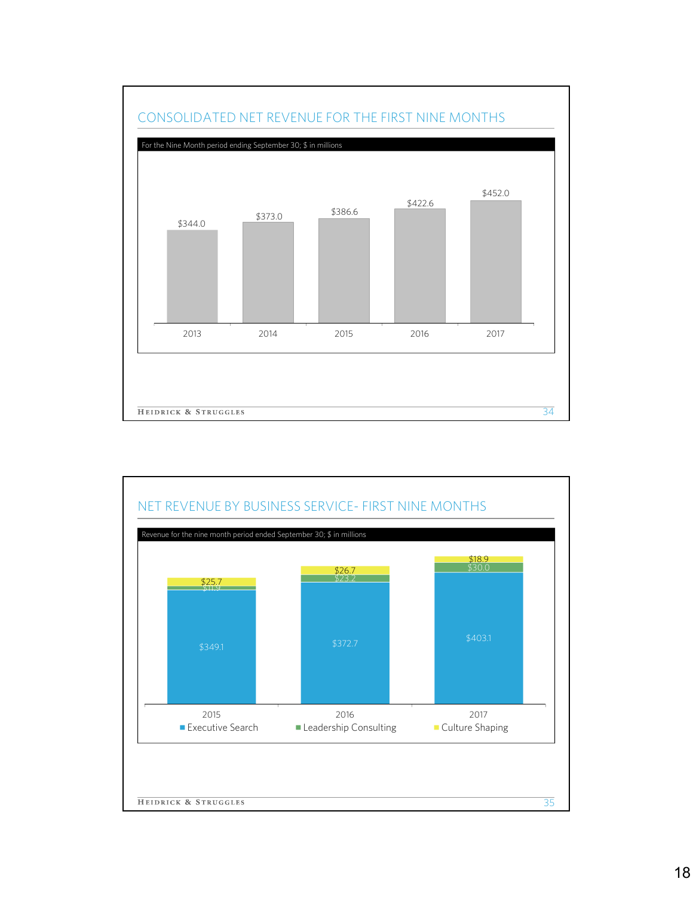## CONSOLIDATED NET REVENUE FOR THE FIRST NINE MONTHS

For the Nine Month period ending September 30; $ in millions

| | 2013 | 2014 | 2015 | 2016 | 2017 |
|---|---|---|---|---|---|
| Net Revenue | $344.0 | $373.0 | $386.6 | $422.6 | $452.0 |

## NET REVENUE BY BUSINESS SERVICE- FIRST NINE MONTHS

Revenue for the nine month period ended September 30; $ in millions

| | 2015 | 2016 | 2017 |
|---|---|---|---|
| Executive Search | $349.1 | $372.7 | $403.1 |
| Leadership Consulting | $11.9 | $23.2 | $30.0 |
| Culture Shaping | $25.7 | $26.7 | $18.9 |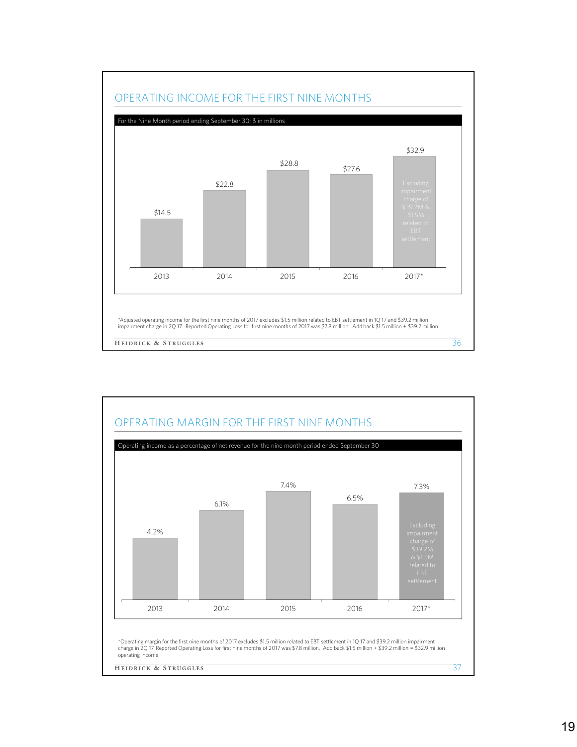## OPERATING INCOME FOR THE FIRST NINE MONTHS

For the Nine Month period ending September 30; $ in millions

| Year | Operating Income |
|---|---|
| 2013 | $14.5 |
| 2014 | $22.8 |
| 2015 | $28.8 |
| 2016 | $27.6 |
| 2017* | $32.9 (Excluding impairment charge of $39.2M & $1.5M related to EBT settlement) |

*Adjusted operating income for the first nine months of 2017 excludes $1.5 million related to EBT settlement in 1Q 17 and $39.2 million impairment charge in 2Q 17. Reported Operating Loss for first nine months of 2017 was $7.8 million. Add back $1.5 million + $39.2 million.

## OPERATING MARGIN FOR THE FIRST NINE MONTHS

Operating income as a percentage of net revenue for the nine month period ended September 30

| Year | Operating Margin |
|---|---|
| 2013 | 4.2% |
| 2014 | 6.1% |
| 2015 | 7.4% |
| 2016 | 6.5% |
| 2017* | 7.3% (Excluding impairment charge of $39.2M & $1.5M related to EBT settlement) |

*Operating margin for the first nine months of 2017 excludes $1.5 million related to EBT settlement in 1Q 17 and $39.2 million impairment charge in 2Q 17. Reported Operating Loss for first nine months of 2017 was $7.8 million. Add back $1.5 million + $39.2 million = $32.9 million operating income.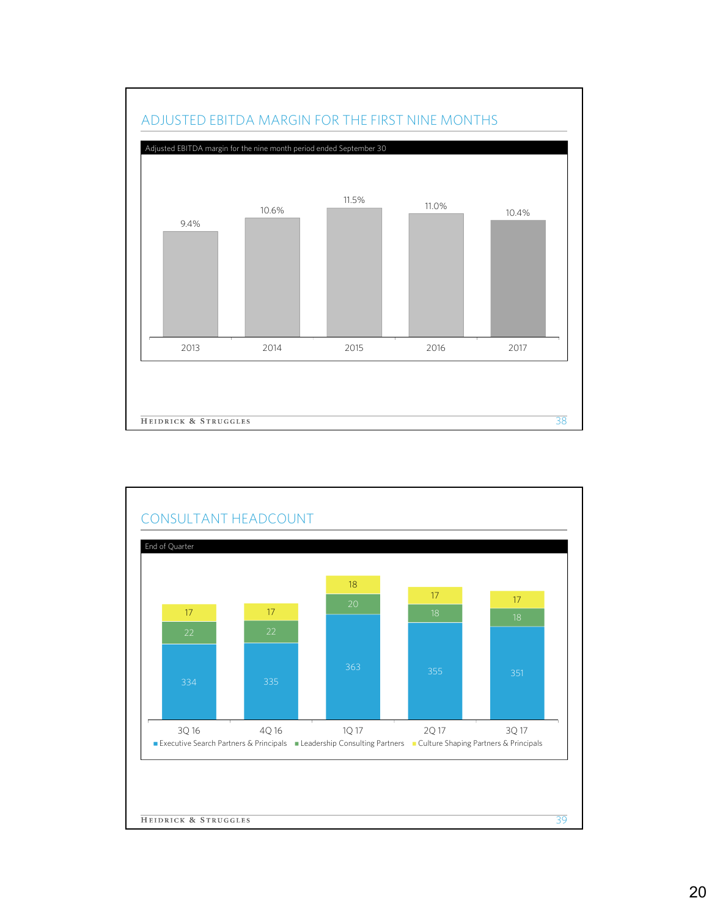## ADJUSTED EBITDA MARGIN FOR THE FIRST NINE MONTHS

Adjusted EBITDA margin for the nine month period ended September 30

| 2013 | 2014 | 2015 | 2016 | 2017 |
|---|---|---|---|---|
| 9.4% | 10.6% | 11.5% | 11.0% | 10.4% |

## CONSULTANT HEADCOUNT

End of Quarter

| | 3Q 16 | 4Q 16 | 1Q 17 | 2Q 17 | 3Q 17 |
|---|---|---|---|---|---|
| Executive Search Partners & Principals | 334 | 335 | 363 | 355 | 351 |
| Leadership Consulting Partners | 22 | 22 | 20 | 18 | 18 |
| Culture Shaping Partners & Principals | 17 | 17 | 18 | 17 | 17 |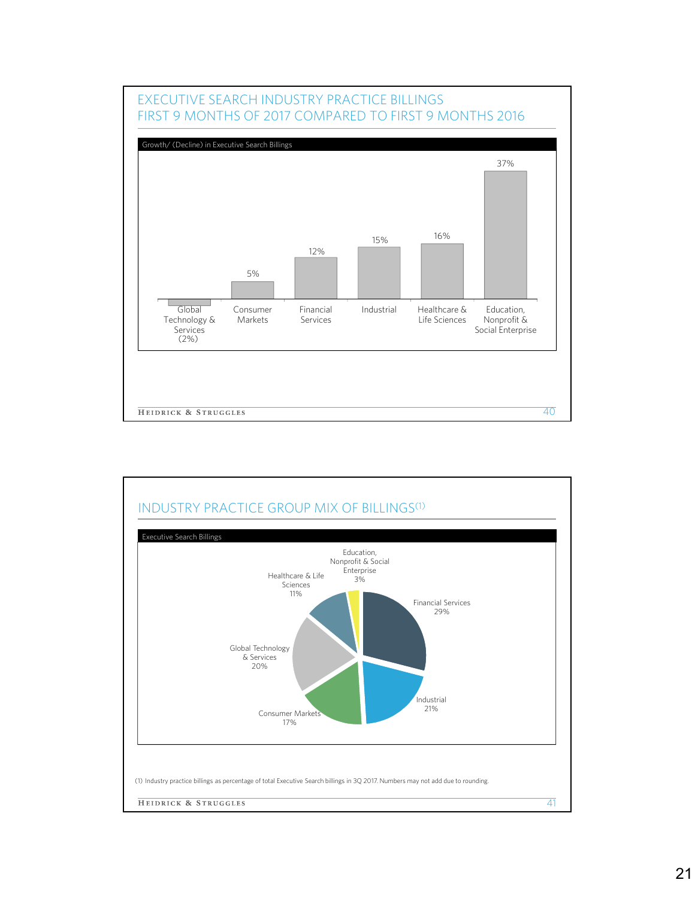## EXECUTIVE SEARCH INDUSTRY PRACTICE BILLINGS
## FIRST 9 MONTHS OF 2017 COMPARED TO FIRST 9 MONTHS 2016

**Growth/ (Decline) in Executive Search Billings**

| Industry Practice | Growth/ (Decline) |
|---|---|
| Global Technology & Services | (2%) |
| Consumer Markets | 5% |
| Financial Services | 12% |
| Industrial | 15% |
| Healthcare & Life Sciences | 16% |
| Education, Nonprofit & Social Enterprise | 37% |

## INDUSTRY PRACTICE GROUP MIX OF BILLINGS[(1)]

**Executive Search Billings**

| Industry Practice | Share |
|---|---|
| Financial Services | 29% |
| Industrial | 21% |
| Consumer Markets | 17% |
| Global Technology & Services | 20% |
| Healthcare & Life Sciences | 11% |
| Education, Nonprofit & Social Enterprise | 3% |

(1) Industry practice billings as percentage of total Executive Search billings in 3Q 2017. Numbers may not add due to rounding.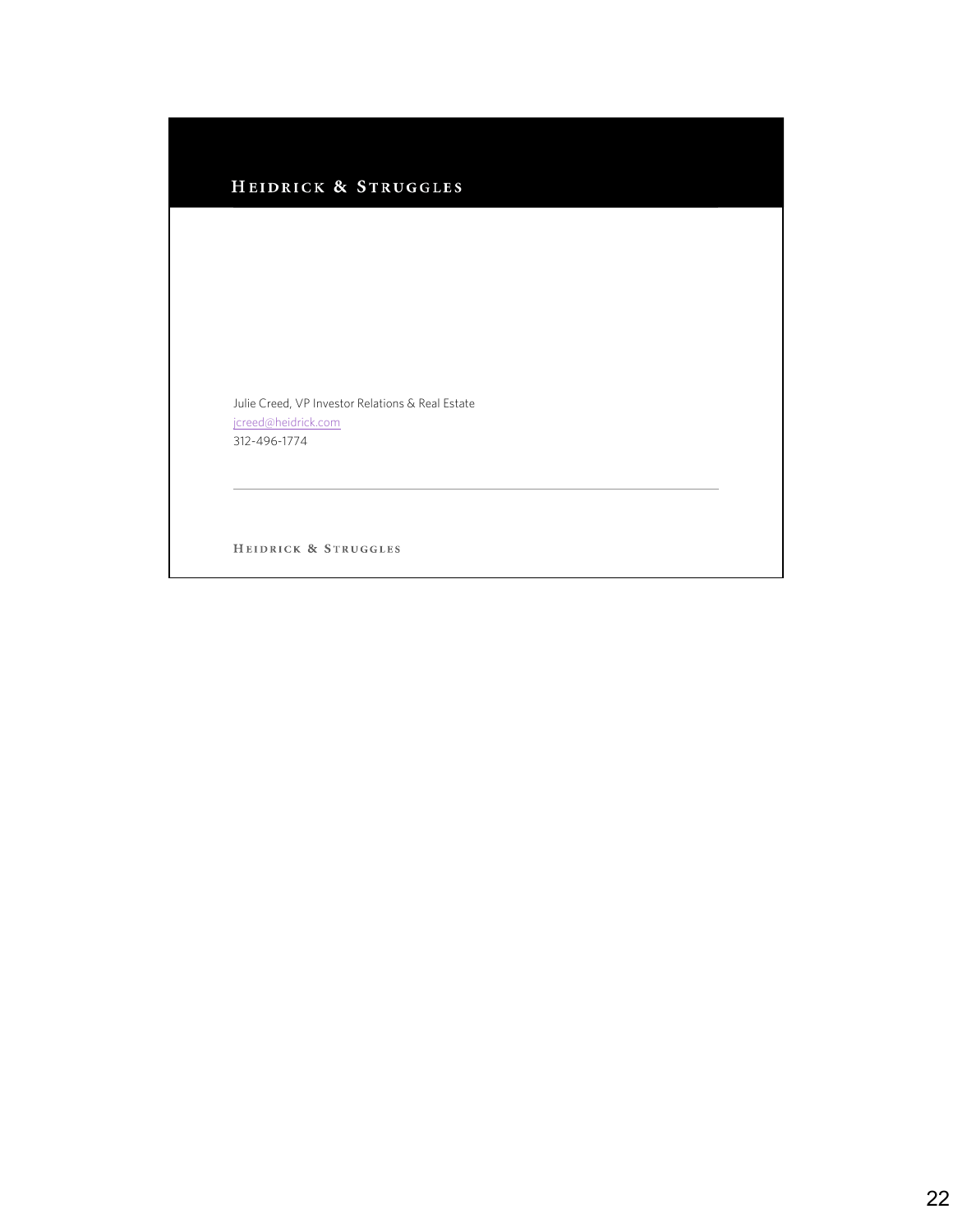HEIDRICK & STRUGGLES

Julie Creed, VP Investor Relations & Real Estate
jcreed@heidrick.com
312-496-1774

---

HEIDRICK & STRUGGLES